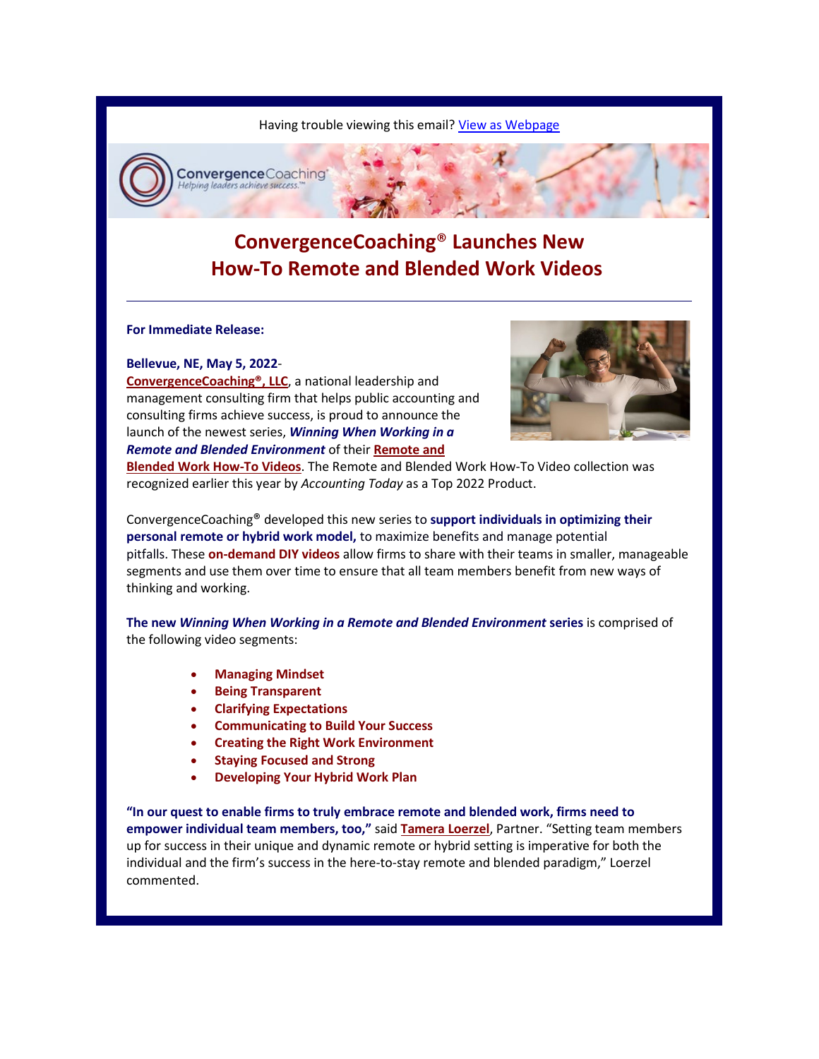Having trouble viewing this email? View as Webpage

# ConvergenceCoaching® Launches New How-To Remote and Blended Work Videos

**For Immediate Release:**

**Bellevue, NE, May 5, 2022**-
**ConvergenceCoaching®, LLC**, a national leadership and management consulting firm that helps public accounting and consulting firms achieve success, is proud to announce the launch of the newest series, ***Winning When Working in a Remote and Blended Environment*** of their **Remote and Blended Work How-To Videos**. The Remote and Blended Work How-To Video collection was recognized earlier this year by *Accounting Today* as a Top 2022 Product.

ConvergenceCoaching® developed this new series to **support individuals in optimizing their personal remote or hybrid work model,** to maximize benefits and manage potential pitfalls. These **on-demand DIY videos** allow firms to share with their teams in smaller, manageable segments and use them over time to ensure that all team members benefit from new ways of thinking and working.

**The new *Winning When Working in a Remote and Blended Environment* series** is comprised of the following video segments:

- **Managing Mindset**
- **Being Transparent**
- **Clarifying Expectations**
- **Communicating to Build Your Success**
- **Creating the Right Work Environment**
- **Staying Focused and Strong**
- **Developing Your Hybrid Work Plan**

**"In our quest to enable firms to truly embrace remote and blended work, firms need to empower individual team members, too,"** said **Tamera Loerzel**, Partner. "Setting team members up for success in their unique and dynamic remote or hybrid setting is imperative for both the individual and the firm's success in the here-to-stay remote and blended paradigm," Loerzel commented.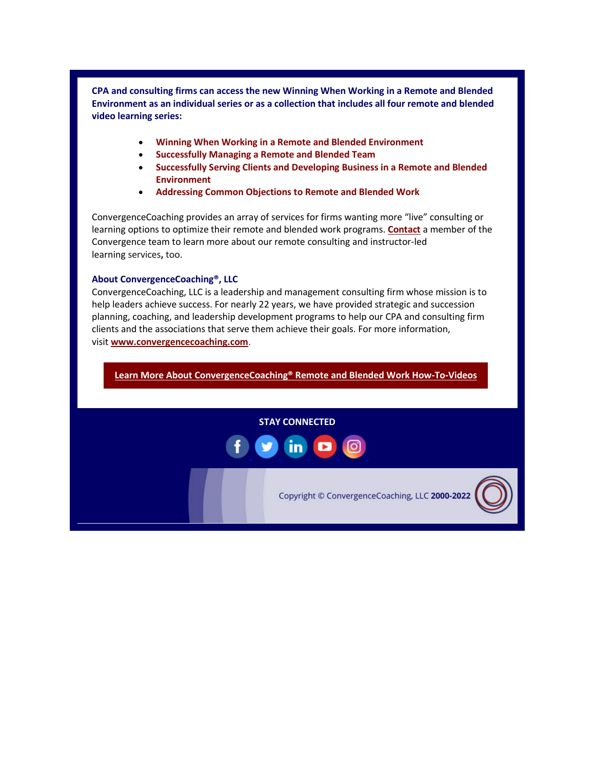**CPA and consulting firms can access the new Winning When Working in a Remote and Blended Environment as an individual series or as a collection that includes all four remote and blended video learning series:**

- **Winning When Working in a Remote and Blended Environment**
- **Successfully Managing a Remote and Blended Team**
- **Successfully Serving Clients and Developing Business in a Remote and Blended Environment**
- **Addressing Common Objections to Remote and Blended Work**

ConvergenceCoaching provides an array of services for firms wanting more "live" consulting or learning options to optimize their remote and blended work programs. **Contact** a member of the Convergence team to learn more about our remote consulting and instructor-led learning services, too.

**About ConvergenceCoaching®, LLC**

ConvergenceCoaching, LLC is a leadership and management consulting firm whose mission is to help leaders achieve success. For nearly 22 years, we have provided strategic and succession planning, coaching, and leadership development programs to help our CPA and consulting firm clients and the associations that serve them achieve their goals. For more information, visit **www.convergencecoaching.com**.

**Learn More About ConvergenceCoaching® Remote and Blended Work How-To-Videos**

**STAY CONNECTED**

Copyright © ConvergenceCoaching, LLC **2000-2022**